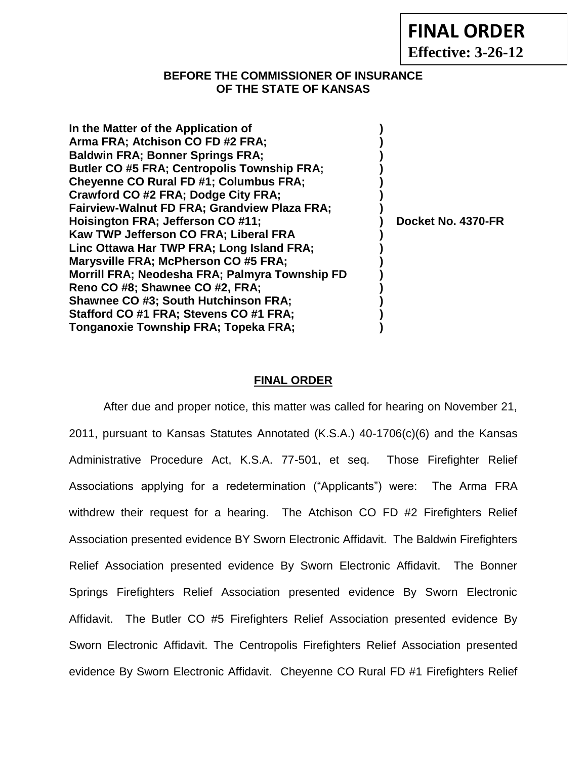**FINAL ORDER**
**Effective: 3-26-12**

**BEFORE THE COMMISSIONER OF INSURANCE**
**OF THE STATE OF KANSAS**

| | | |
|---|---|---|
| **In the Matter of the Application of** | **)** | |
| **Arma FRA; Atchison CO FD #2 FRA;** | **)** | |
| **Baldwin FRA; Bonner Springs FRA;** | **)** | |
| **Butler CO #5 FRA; Centropolis Township FRA;** | **)** | |
| **Cheyenne CO Rural FD #1; Columbus FRA;** | **)** | |
| **Crawford CO #2 FRA; Dodge City FRA;** | **)** | |
| **Fairview-Walnut FD FRA; Grandview Plaza FRA;** | **)** | |
| **Hoisington FRA; Jefferson CO #11;** | **)** | **Docket No. 4370-FR** |
| **Kaw TWP Jefferson CO FRA; Liberal FRA** | **)** | |
| **Linc Ottawa Har TWP FRA; Long Island FRA;** | **)** | |
| **Marysville FRA; McPherson CO #5 FRA;** | **)** | |
| **Morrill FRA; Neodesha FRA; Palmyra Township FD** | **)** | |
| **Reno CO #8; Shawnee CO #2, FRA;** | **)** | |
| **Shawnee CO #3; South Hutchinson FRA;** | **)** | |
| **Stafford CO #1 FRA; Stevens CO #1 FRA;** | **)** | |
| **Tonganoxie Township FRA; Topeka FRA;** | **)** | |

## FINAL ORDER

After due and proper notice, this matter was called for hearing on November 21, 2011, pursuant to Kansas Statutes Annotated (K.S.A.) 40-1706(c)(6) and the Kansas Administrative Procedure Act, K.S.A. 77-501, et seq. Those Firefighter Relief Associations applying for a redetermination ("Applicants") were: The Arma FRA withdrew their request for a hearing. The Atchison CO FD #2 Firefighters Relief Association presented evidence BY Sworn Electronic Affidavit. The Baldwin Firefighters Relief Association presented evidence By Sworn Electronic Affidavit. The Bonner Springs Firefighters Relief Association presented evidence By Sworn Electronic Affidavit. The Butler CO #5 Firefighters Relief Association presented evidence By Sworn Electronic Affidavit. The Centropolis Firefighters Relief Association presented evidence By Sworn Electronic Affidavit. Cheyenne CO Rural FD #1 Firefighters Relief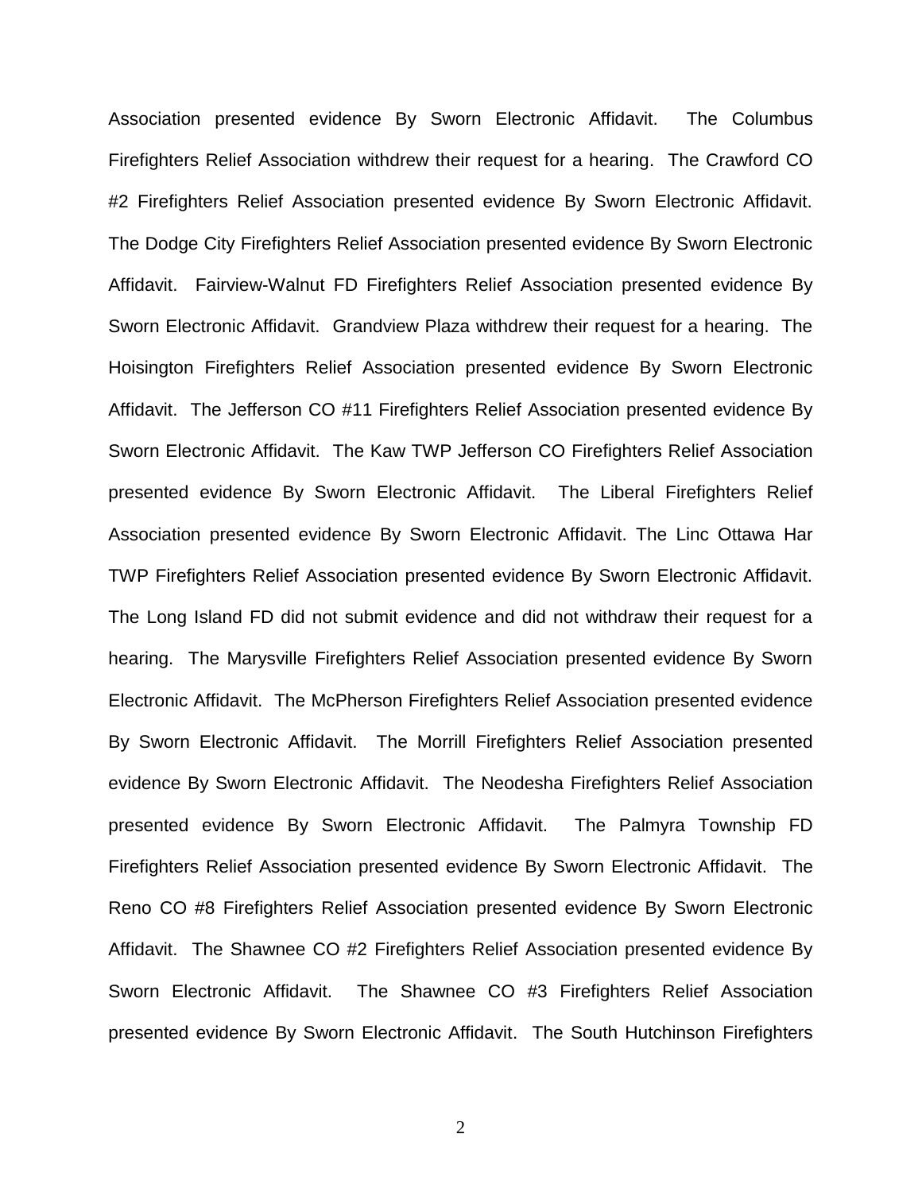Association presented evidence By Sworn Electronic Affidavit. The Columbus Firefighters Relief Association withdrew their request for a hearing. The Crawford CO #2 Firefighters Relief Association presented evidence By Sworn Electronic Affidavit. The Dodge City Firefighters Relief Association presented evidence By Sworn Electronic Affidavit. Fairview-Walnut FD Firefighters Relief Association presented evidence By Sworn Electronic Affidavit. Grandview Plaza withdrew their request for a hearing. The Hoisington Firefighters Relief Association presented evidence By Sworn Electronic Affidavit. The Jefferson CO #11 Firefighters Relief Association presented evidence By Sworn Electronic Affidavit. The Kaw TWP Jefferson CO Firefighters Relief Association presented evidence By Sworn Electronic Affidavit. The Liberal Firefighters Relief Association presented evidence By Sworn Electronic Affidavit. The Linc Ottawa Har TWP Firefighters Relief Association presented evidence By Sworn Electronic Affidavit. The Long Island FD did not submit evidence and did not withdraw their request for a hearing. The Marysville Firefighters Relief Association presented evidence By Sworn Electronic Affidavit. The McPherson Firefighters Relief Association presented evidence By Sworn Electronic Affidavit. The Morrill Firefighters Relief Association presented evidence By Sworn Electronic Affidavit. The Neodesha Firefighters Relief Association presented evidence By Sworn Electronic Affidavit. The Palmyra Township FD Firefighters Relief Association presented evidence By Sworn Electronic Affidavit. The Reno CO #8 Firefighters Relief Association presented evidence By Sworn Electronic Affidavit. The Shawnee CO #2 Firefighters Relief Association presented evidence By Sworn Electronic Affidavit. The Shawnee CO #3 Firefighters Relief Association presented evidence By Sworn Electronic Affidavit. The South Hutchinson Firefighters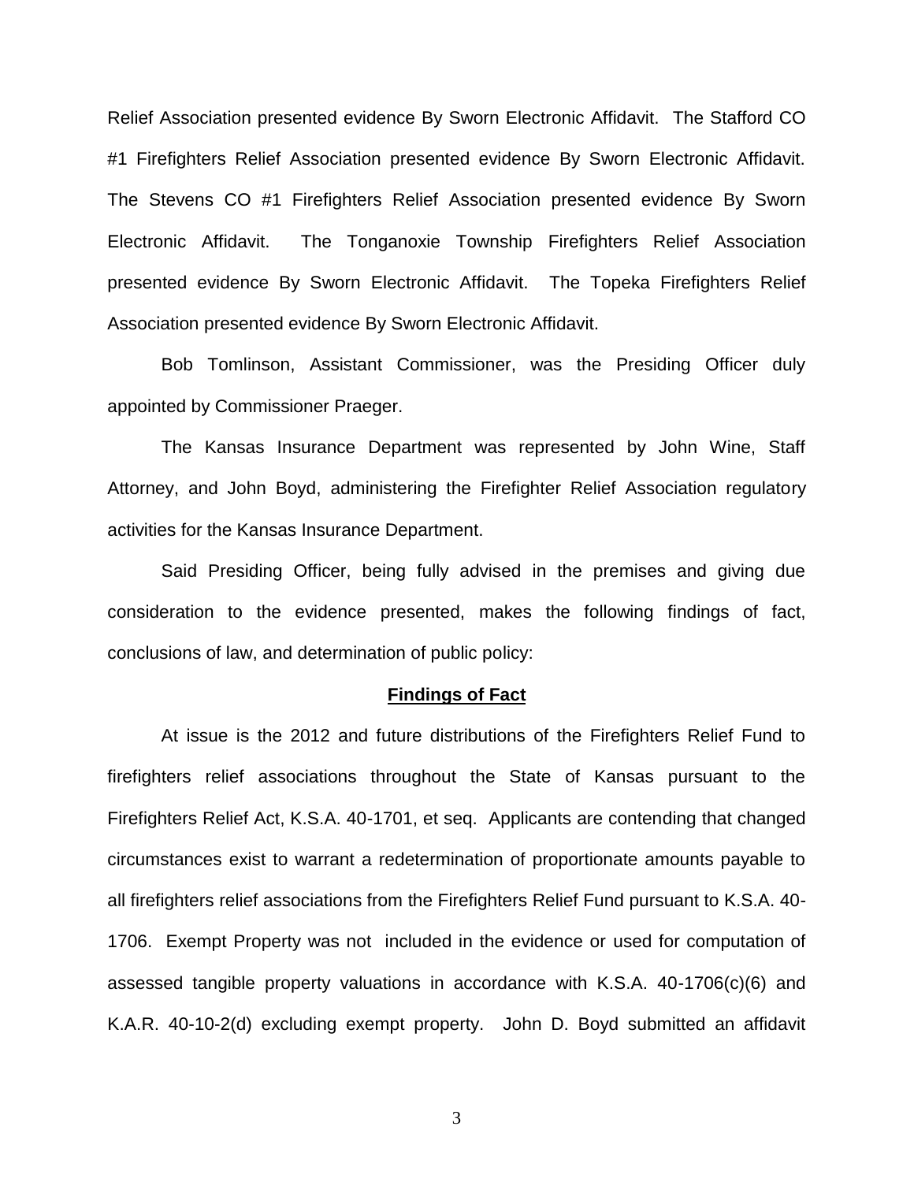Relief Association presented evidence By Sworn Electronic Affidavit. The Stafford CO #1 Firefighters Relief Association presented evidence By Sworn Electronic Affidavit. The Stevens CO #1 Firefighters Relief Association presented evidence By Sworn Electronic Affidavit. The Tonganoxie Township Firefighters Relief Association presented evidence By Sworn Electronic Affidavit. The Topeka Firefighters Relief Association presented evidence By Sworn Electronic Affidavit.

Bob Tomlinson, Assistant Commissioner, was the Presiding Officer duly appointed by Commissioner Praeger.

The Kansas Insurance Department was represented by John Wine, Staff Attorney, and John Boyd, administering the Firefighter Relief Association regulatory activities for the Kansas Insurance Department.

Said Presiding Officer, being fully advised in the premises and giving due consideration to the evidence presented, makes the following findings of fact, conclusions of law, and determination of public policy:

**Findings of Fact**

At issue is the 2012 and future distributions of the Firefighters Relief Fund to firefighters relief associations throughout the State of Kansas pursuant to the Firefighters Relief Act, K.S.A. 40-1701, et seq. Applicants are contending that changed circumstances exist to warrant a redetermination of proportionate amounts payable to all firefighters relief associations from the Firefighters Relief Fund pursuant to K.S.A. 40-1706. Exempt Property was not included in the evidence or used for computation of assessed tangible property valuations in accordance with K.S.A. 40-1706(c)(6) and K.A.R. 40-10-2(d) excluding exempt property. John D. Boyd submitted an affidavit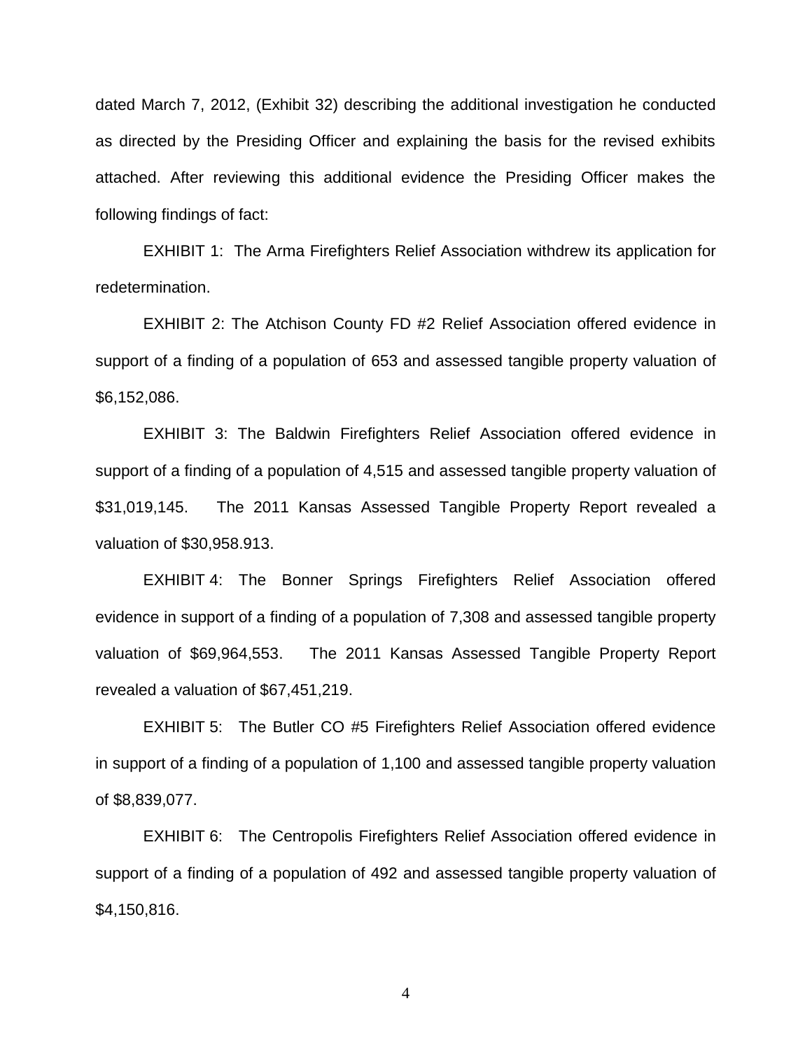dated March 7, 2012, (Exhibit 32) describing the additional investigation he conducted as directed by the Presiding Officer and explaining the basis for the revised exhibits attached. After reviewing this additional evidence the Presiding Officer makes the following findings of fact:

EXHIBIT 1: The Arma Firefighters Relief Association withdrew its application for redetermination.

EXHIBIT 2: The Atchison County FD #2 Relief Association offered evidence in support of a finding of a population of 653 and assessed tangible property valuation of $6,152,086.

EXHIBIT 3: The Baldwin Firefighters Relief Association offered evidence in support of a finding of a population of 4,515 and assessed tangible property valuation of $31,019,145. The 2011 Kansas Assessed Tangible Property Report revealed a valuation of $30,958.913.

EXHIBIT 4: The Bonner Springs Firefighters Relief Association offered evidence in support of a finding of a population of 7,308 and assessed tangible property valuation of $69,964,553. The 2011 Kansas Assessed Tangible Property Report revealed a valuation of $67,451,219.

EXHIBIT 5: The Butler CO #5 Firefighters Relief Association offered evidence in support of a finding of a population of 1,100 and assessed tangible property valuation of $8,839,077.

EXHIBIT 6: The Centropolis Firefighters Relief Association offered evidence in support of a finding of a population of 492 and assessed tangible property valuation of $4,150,816.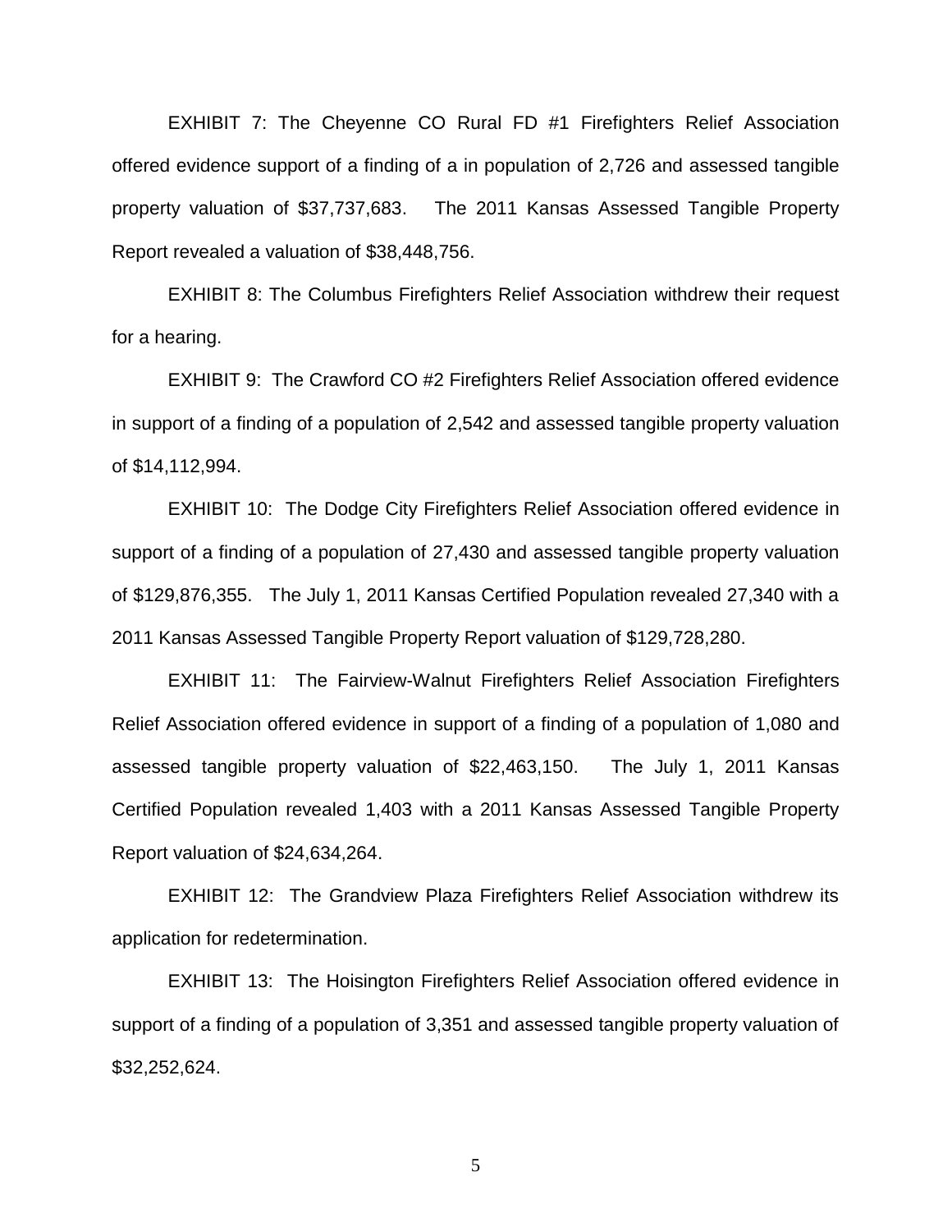EXHIBIT 7: The Cheyenne CO Rural FD #1 Firefighters Relief Association offered evidence support of a finding of a in population of 2,726 and assessed tangible property valuation of $37,737,683. The 2011 Kansas Assessed Tangible Property Report revealed a valuation of $38,448,756.

EXHIBIT 8: The Columbus Firefighters Relief Association withdrew their request for a hearing.

EXHIBIT 9: The Crawford CO #2 Firefighters Relief Association offered evidence in support of a finding of a population of 2,542 and assessed tangible property valuation of $14,112,994.

EXHIBIT 10: The Dodge City Firefighters Relief Association offered evidence in support of a finding of a population of 27,430 and assessed tangible property valuation of $129,876,355. The July 1, 2011 Kansas Certified Population revealed 27,340 with a 2011 Kansas Assessed Tangible Property Report valuation of $129,728,280.

EXHIBIT 11: The Fairview-Walnut Firefighters Relief Association Firefighters Relief Association offered evidence in support of a finding of a population of 1,080 and assessed tangible property valuation of $22,463,150. The July 1, 2011 Kansas Certified Population revealed 1,403 with a 2011 Kansas Assessed Tangible Property Report valuation of $24,634,264.

EXHIBIT 12: The Grandview Plaza Firefighters Relief Association withdrew its application for redetermination.

EXHIBIT 13: The Hoisington Firefighters Relief Association offered evidence in support of a finding of a population of 3,351 and assessed tangible property valuation of $32,252,624.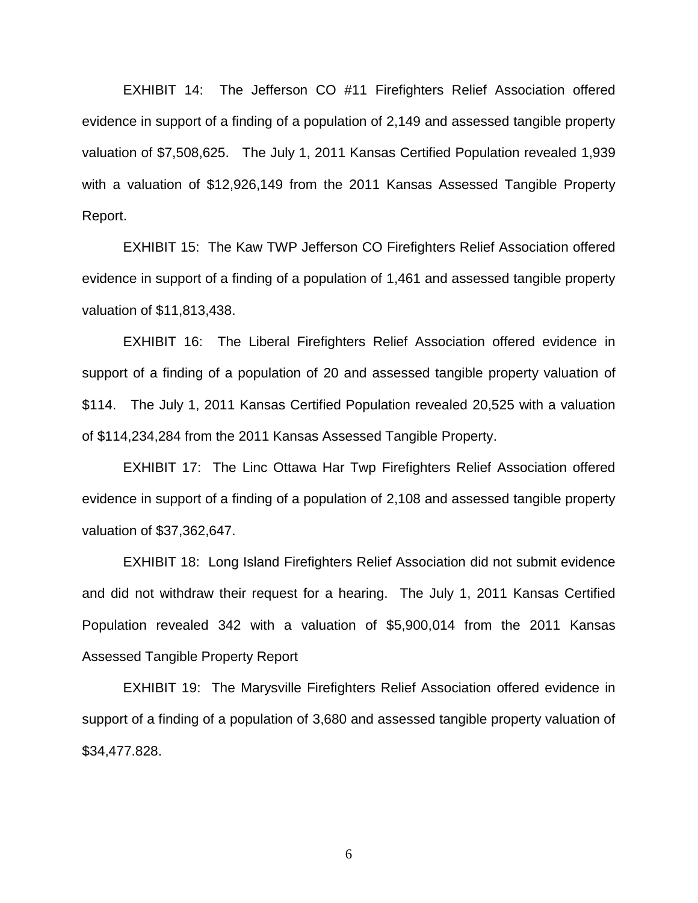EXHIBIT 14: The Jefferson CO #11 Firefighters Relief Association offered evidence in support of a finding of a population of 2,149 and assessed tangible property valuation of $7,508,625. The July 1, 2011 Kansas Certified Population revealed 1,939 with a valuation of $12,926,149 from the 2011 Kansas Assessed Tangible Property Report.

EXHIBIT 15: The Kaw TWP Jefferson CO Firefighters Relief Association offered evidence in support of a finding of a population of 1,461 and assessed tangible property valuation of $11,813,438.

EXHIBIT 16: The Liberal Firefighters Relief Association offered evidence in support of a finding of a population of 20 and assessed tangible property valuation of $114. The July 1, 2011 Kansas Certified Population revealed 20,525 with a valuation of $114,234,284 from the 2011 Kansas Assessed Tangible Property.

EXHIBIT 17: The Linc Ottawa Har Twp Firefighters Relief Association offered evidence in support of a finding of a population of 2,108 and assessed tangible property valuation of $37,362,647.

EXHIBIT 18: Long Island Firefighters Relief Association did not submit evidence and did not withdraw their request for a hearing. The July 1, 2011 Kansas Certified Population revealed 342 with a valuation of $5,900,014 from the 2011 Kansas Assessed Tangible Property Report

EXHIBIT 19: The Marysville Firefighters Relief Association offered evidence in support of a finding of a population of 3,680 and assessed tangible property valuation of $34,477.828.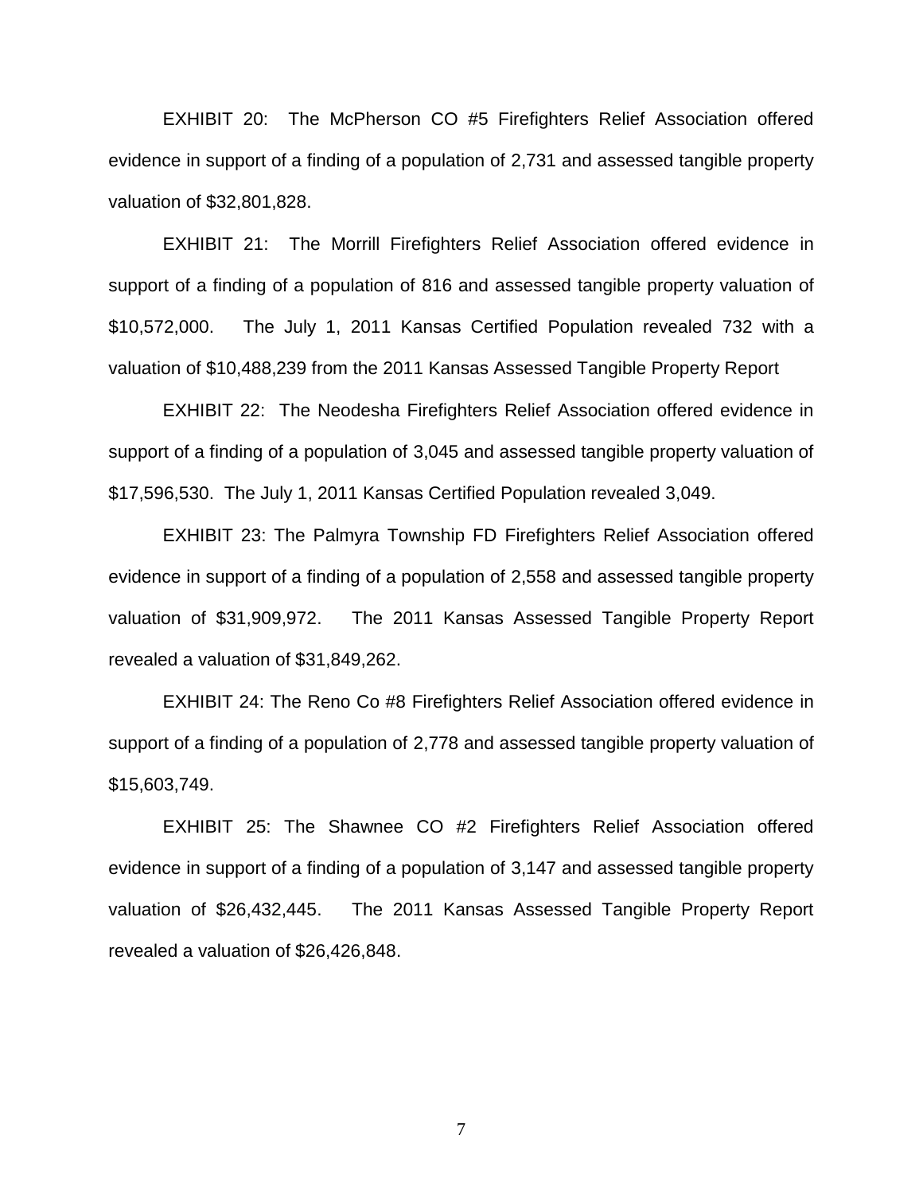EXHIBIT 20: The McPherson CO #5 Firefighters Relief Association offered evidence in support of a finding of a population of 2,731 and assessed tangible property valuation of $32,801,828.

EXHIBIT 21: The Morrill Firefighters Relief Association offered evidence in support of a finding of a population of 816 and assessed tangible property valuation of $10,572,000. The July 1, 2011 Kansas Certified Population revealed 732 with a valuation of $10,488,239 from the 2011 Kansas Assessed Tangible Property Report

EXHIBIT 22: The Neodesha Firefighters Relief Association offered evidence in support of a finding of a population of 3,045 and assessed tangible property valuation of $17,596,530. The July 1, 2011 Kansas Certified Population revealed 3,049.

EXHIBIT 23: The Palmyra Township FD Firefighters Relief Association offered evidence in support of a finding of a population of 2,558 and assessed tangible property valuation of $31,909,972. The 2011 Kansas Assessed Tangible Property Report revealed a valuation of $31,849,262.

EXHIBIT 24: The Reno Co #8 Firefighters Relief Association offered evidence in support of a finding of a population of 2,778 and assessed tangible property valuation of $15,603,749.

EXHIBIT 25: The Shawnee CO #2 Firefighters Relief Association offered evidence in support of a finding of a population of 3,147 and assessed tangible property valuation of $26,432,445. The 2011 Kansas Assessed Tangible Property Report revealed a valuation of $26,426,848.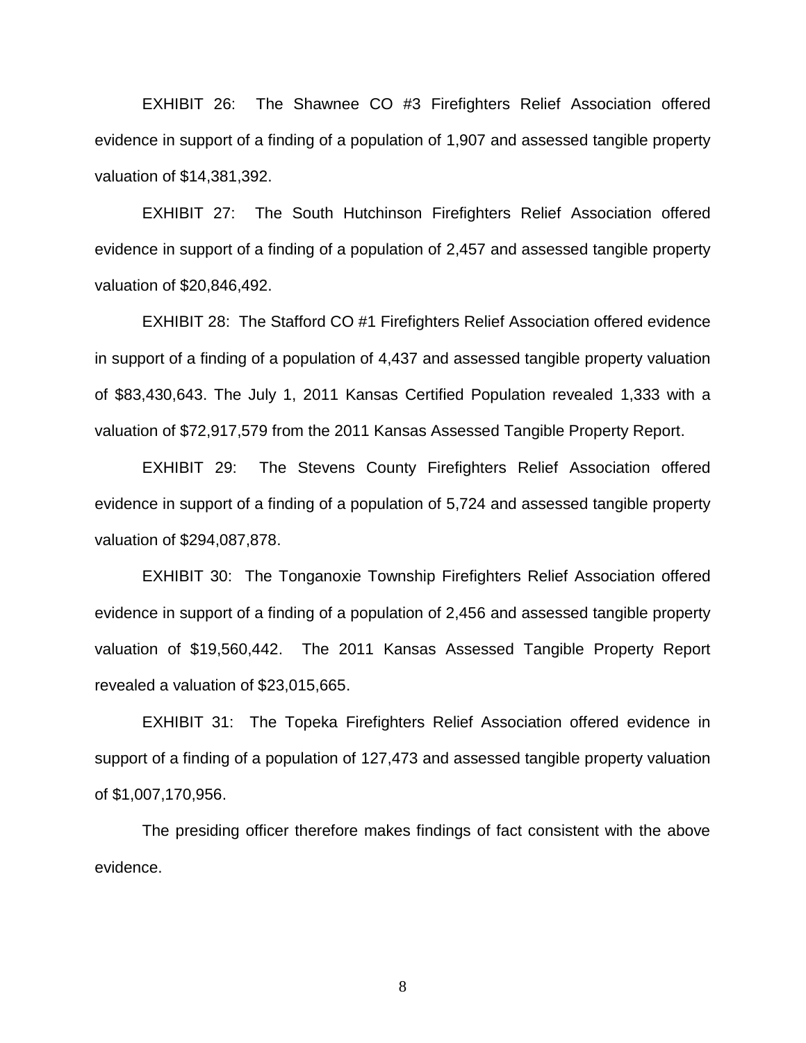EXHIBIT 26: The Shawnee CO #3 Firefighters Relief Association offered evidence in support of a finding of a population of 1,907 and assessed tangible property valuation of $14,381,392.

EXHIBIT 27: The South Hutchinson Firefighters Relief Association offered evidence in support of a finding of a population of 2,457 and assessed tangible property valuation of $20,846,492.

EXHIBIT 28: The Stafford CO #1 Firefighters Relief Association offered evidence in support of a finding of a population of 4,437 and assessed tangible property valuation of $83,430,643. The July 1, 2011 Kansas Certified Population revealed 1,333 with a valuation of $72,917,579 from the 2011 Kansas Assessed Tangible Property Report.

EXHIBIT 29: The Stevens County Firefighters Relief Association offered evidence in support of a finding of a population of 5,724 and assessed tangible property valuation of $294,087,878.

EXHIBIT 30: The Tonganoxie Township Firefighters Relief Association offered evidence in support of a finding of a population of 2,456 and assessed tangible property valuation of $19,560,442. The 2011 Kansas Assessed Tangible Property Report revealed a valuation of $23,015,665.

EXHIBIT 31: The Topeka Firefighters Relief Association offered evidence in support of a finding of a population of 127,473 and assessed tangible property valuation of $1,007,170,956.

The presiding officer therefore makes findings of fact consistent with the above evidence.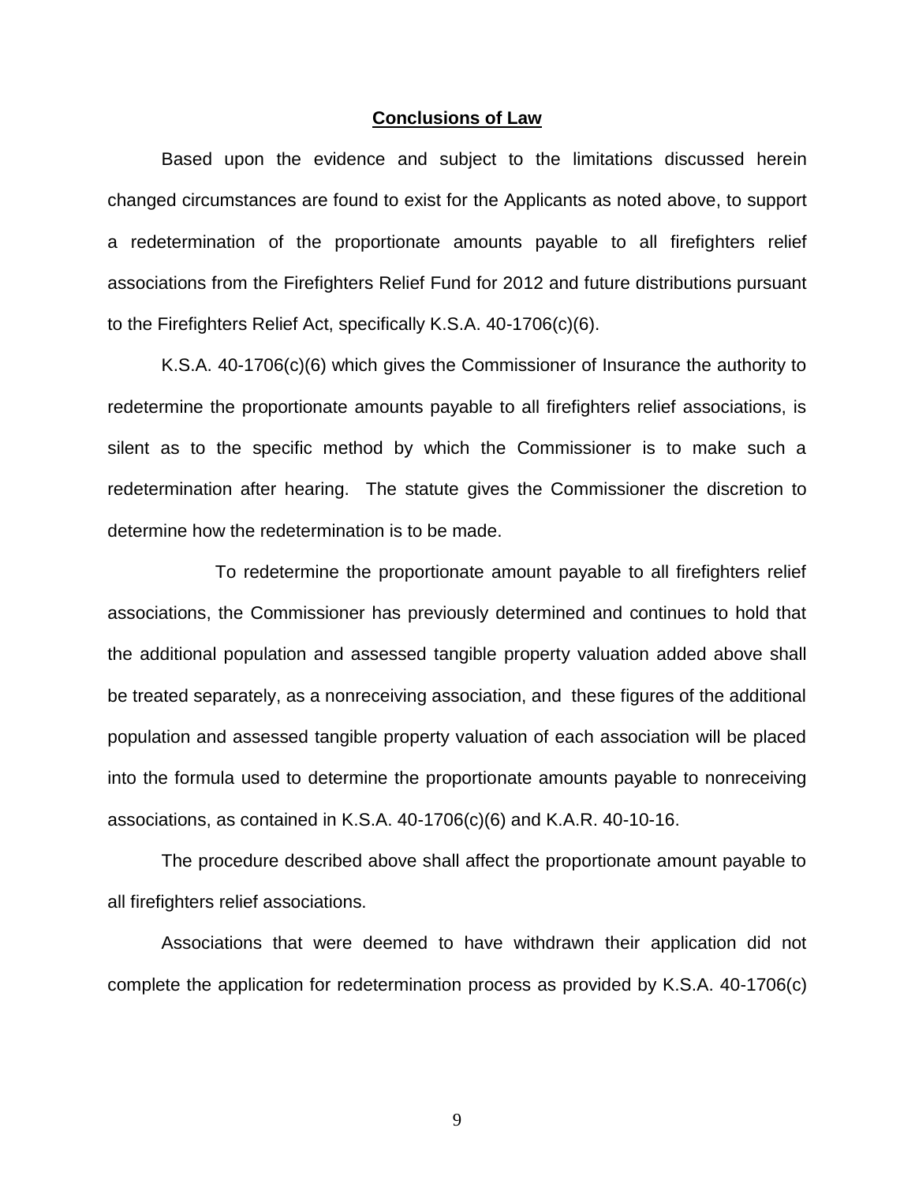## Conclusions of Law

Based upon the evidence and subject to the limitations discussed herein changed circumstances are found to exist for the Applicants as noted above, to support a redetermination of the proportionate amounts payable to all firefighters relief associations from the Firefighters Relief Fund for 2012 and future distributions pursuant to the Firefighters Relief Act, specifically K.S.A. 40-1706(c)(6).

K.S.A. 40-1706(c)(6) which gives the Commissioner of Insurance the authority to redetermine the proportionate amounts payable to all firefighters relief associations, is silent as to the specific method by which the Commissioner is to make such a redetermination after hearing. The statute gives the Commissioner the discretion to determine how the redetermination is to be made.

To redetermine the proportionate amount payable to all firefighters relief associations, the Commissioner has previously determined and continues to hold that the additional population and assessed tangible property valuation added above shall be treated separately, as a nonreceiving association, and these figures of the additional population and assessed tangible property valuation of each association will be placed into the formula used to determine the proportionate amounts payable to nonreceiving associations, as contained in K.S.A. 40-1706(c)(6) and K.A.R. 40-10-16.

The procedure described above shall affect the proportionate amount payable to all firefighters relief associations.

Associations that were deemed to have withdrawn their application did not complete the application for redetermination process as provided by K.S.A. 40-1706(c)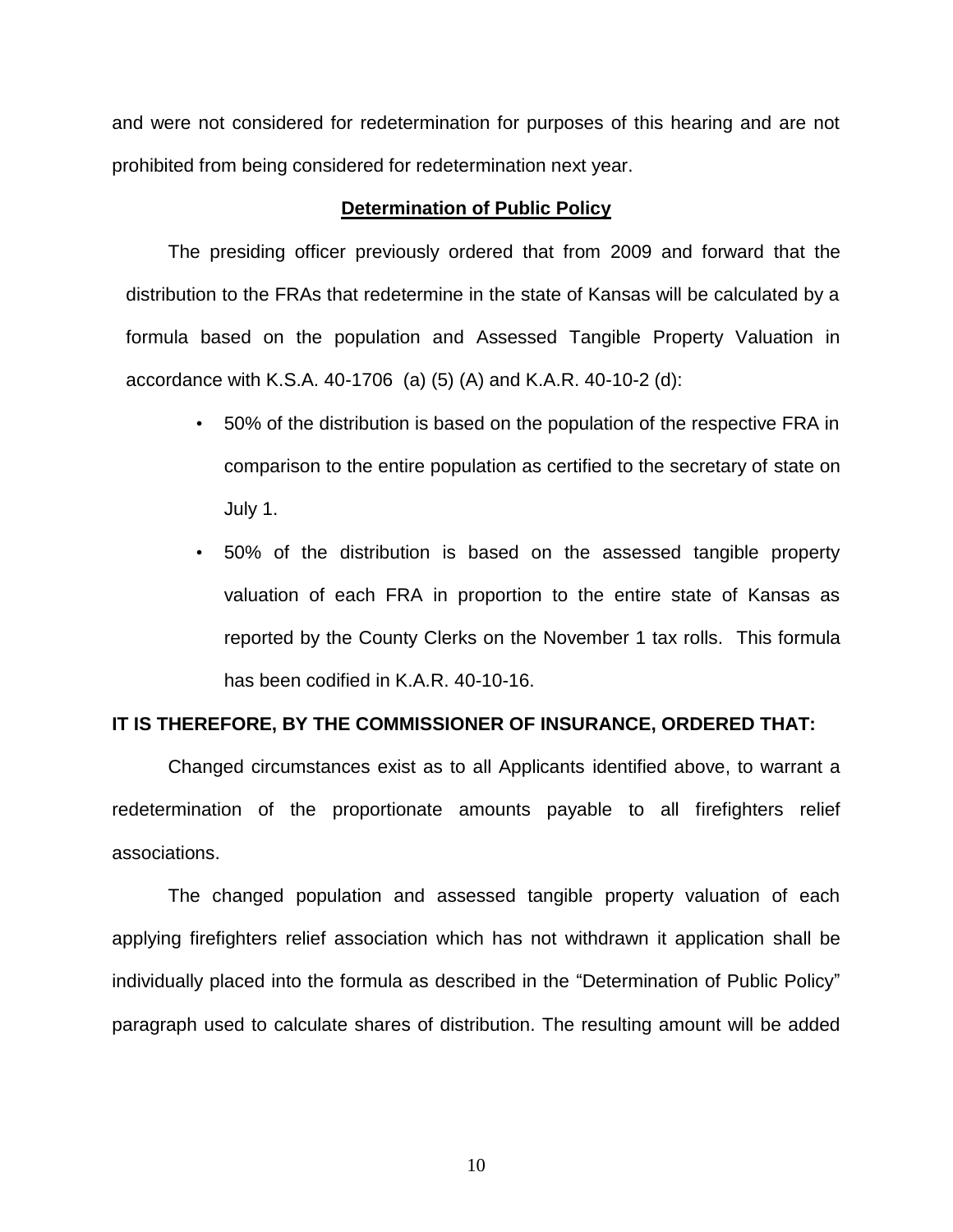and were not considered for redetermination for purposes of this hearing and are not prohibited from being considered for redetermination next year.

**Determination of Public Policy**

The presiding officer previously ordered that from 2009 and forward that the distribution to the FRAs that redetermine in the state of Kansas will be calculated by a formula based on the population and Assessed Tangible Property Valuation in accordance with K.S.A. 40-1706 (a) (5) (A) and K.A.R. 40-10-2 (d):

- 50% of the distribution is based on the population of the respective FRA in comparison to the entire population as certified to the secretary of state on July 1.
- 50% of the distribution is based on the assessed tangible property valuation of each FRA in proportion to the entire state of Kansas as reported by the County Clerks on the November 1 tax rolls. This formula has been codified in K.A.R. 40-10-16.

**IT IS THEREFORE, BY THE COMMISSIONER OF INSURANCE, ORDERED THAT:**

Changed circumstances exist as to all Applicants identified above, to warrant a redetermination of the proportionate amounts payable to all firefighters relief associations.

The changed population and assessed tangible property valuation of each applying firefighters relief association which has not withdrawn it application shall be individually placed into the formula as described in the "Determination of Public Policy" paragraph used to calculate shares of distribution. The resulting amount will be added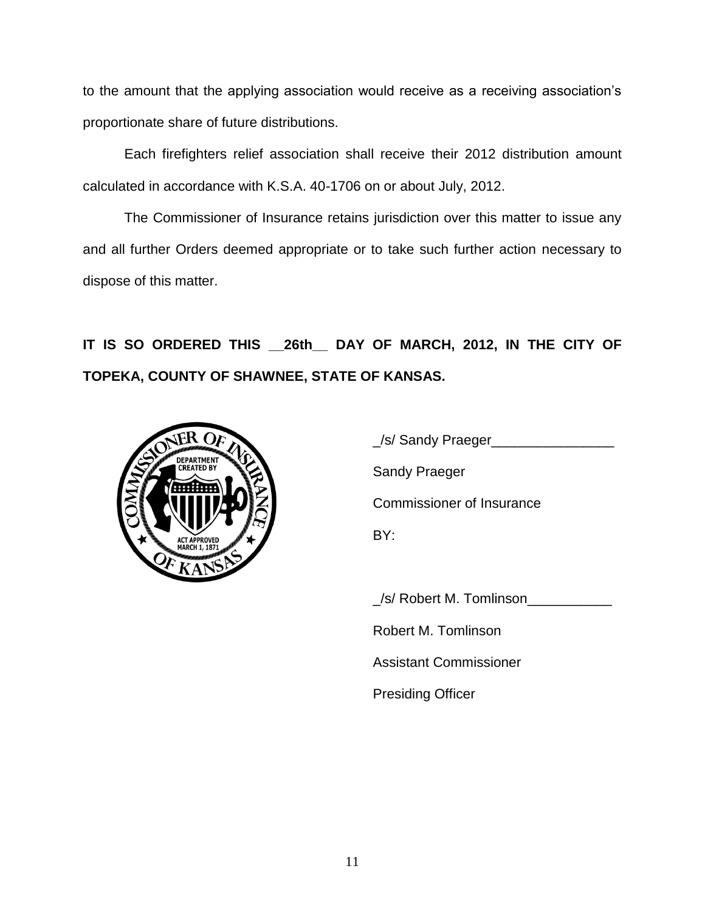to the amount that the applying association would receive as a receiving association's proportionate share of future distributions.

Each firefighters relief association shall receive their 2012 distribution amount calculated in accordance with K.S.A. 40-1706 on or about July, 2012.

The Commissioner of Insurance retains jurisdiction over this matter to issue any and all further Orders deemed appropriate or to take such further action necessary to dispose of this matter.

**IT IS SO ORDERED THIS __26th__ DAY OF MARCH, 2012, IN THE CITY OF TOPEKA, COUNTY OF SHAWNEE, STATE OF KANSAS.**

_/s/ Sandy Praeger________________

Sandy Praeger

Commissioner of Insurance

BY:

_/s/ Robert M. Tomlinson___________

Robert M. Tomlinson

Assistant Commissioner

Presiding Officer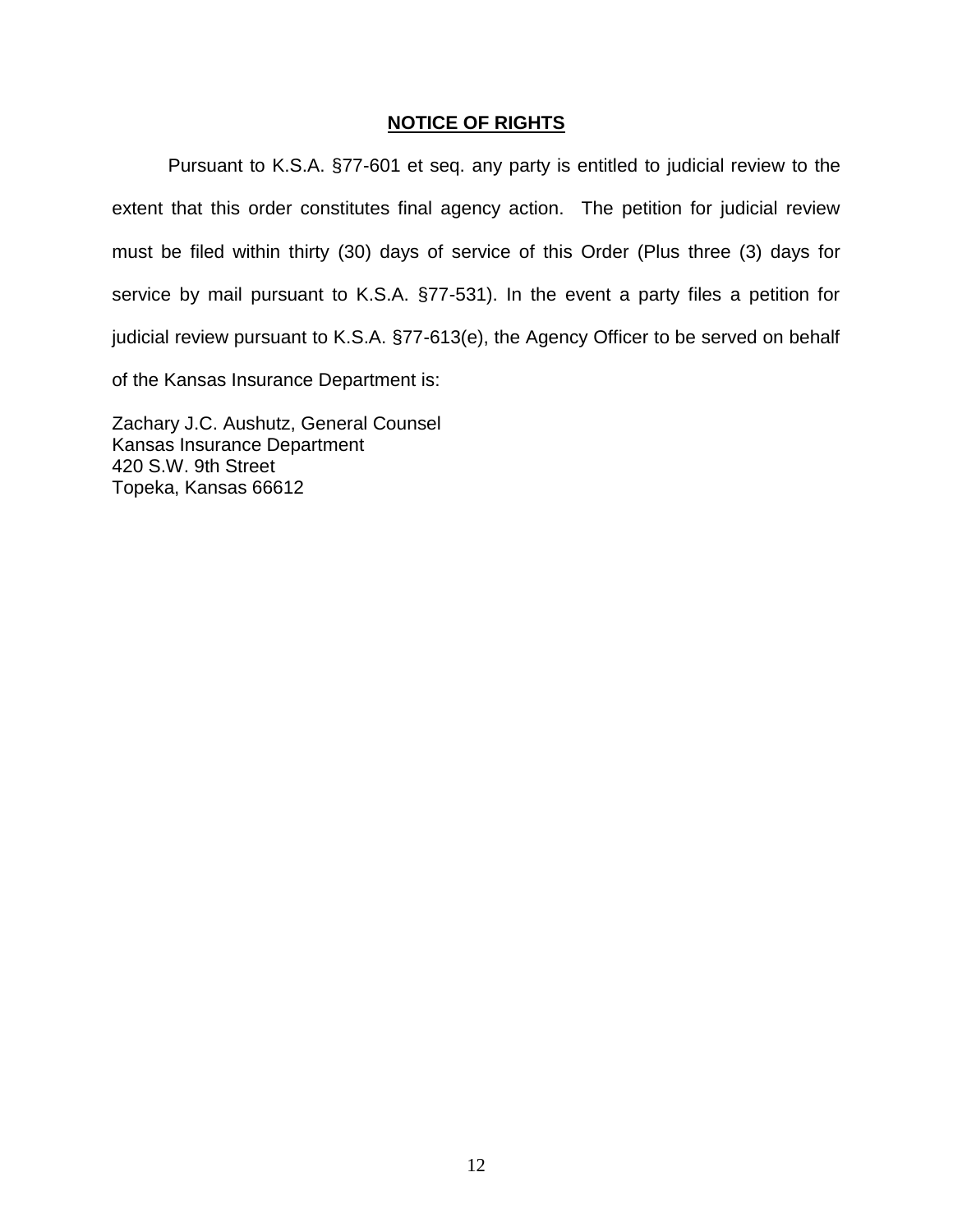**NOTICE OF RIGHTS**

Pursuant to K.S.A. §77-601 et seq. any party is entitled to judicial review to the extent that this order constitutes final agency action. The petition for judicial review must be filed within thirty (30) days of service of this Order (Plus three (3) days for service by mail pursuant to K.S.A. §77-531). In the event a party files a petition for judicial review pursuant to K.S.A. §77-613(e), the Agency Officer to be served on behalf of the Kansas Insurance Department is:

Zachary J.C. Aushutz, General Counsel
Kansas Insurance Department
420 S.W. 9th Street
Topeka, Kansas 66612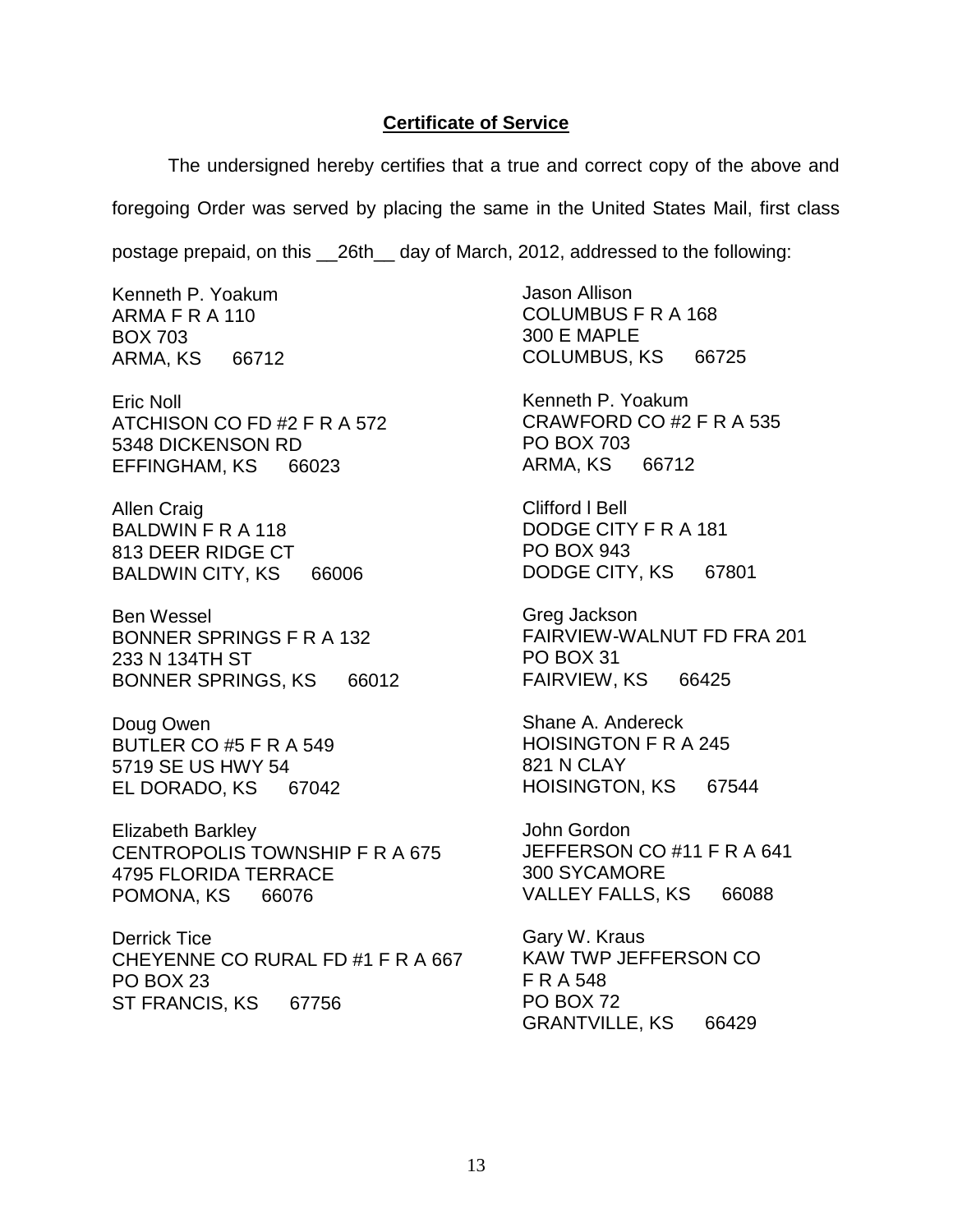**Certificate of Service**

The undersigned hereby certifies that a true and correct copy of the above and foregoing Order was served by placing the same in the United States Mail, first class postage prepaid, on this __26th__ day of March, 2012, addressed to the following:

Kenneth P. Yoakum
ARMA F R A 110
BOX 703
ARMA, KS 66712

Eric Noll
ATCHISON CO FD #2 F R A 572
5348 DICKENSON RD
EFFINGHAM, KS 66023

Allen Craig
BALDWIN F R A 118
813 DEER RIDGE CT
BALDWIN CITY, KS 66006

Ben Wessel
BONNER SPRINGS F R A 132
233 N 134TH ST
BONNER SPRINGS, KS 66012

Doug Owen
BUTLER CO #5 F R A 549
5719 SE US HWY 54
EL DORADO, KS 67042

Elizabeth Barkley
CENTROPOLIS TOWNSHIP F R A 675
4795 FLORIDA TERRACE
POMONA, KS 66076

Derrick Tice
CHEYENNE CO RURAL FD #1 F R A 667
PO BOX 23
ST FRANCIS, KS 67756

Jason Allison
COLUMBUS F R A 168
300 E MAPLE
COLUMBUS, KS 66725

Kenneth P. Yoakum
CRAWFORD CO #2 F R A 535
PO BOX 703
ARMA, KS 66712

Clifford l Bell
DODGE CITY F R A 181
PO BOX 943
DODGE CITY, KS 67801

Greg Jackson
FAIRVIEW-WALNUT FD FRA 201
PO BOX 31
FAIRVIEW, KS 66425

Shane A. Andereck
HOISINGTON F R A 245
821 N CLAY
HOISINGTON, KS 67544

John Gordon
JEFFERSON CO #11 F R A 641
300 SYCAMORE
VALLEY FALLS, KS 66088

Gary W. Kraus
KAW TWP JEFFERSON CO
F R A 548
PO BOX 72
GRANTVILLE, KS 66429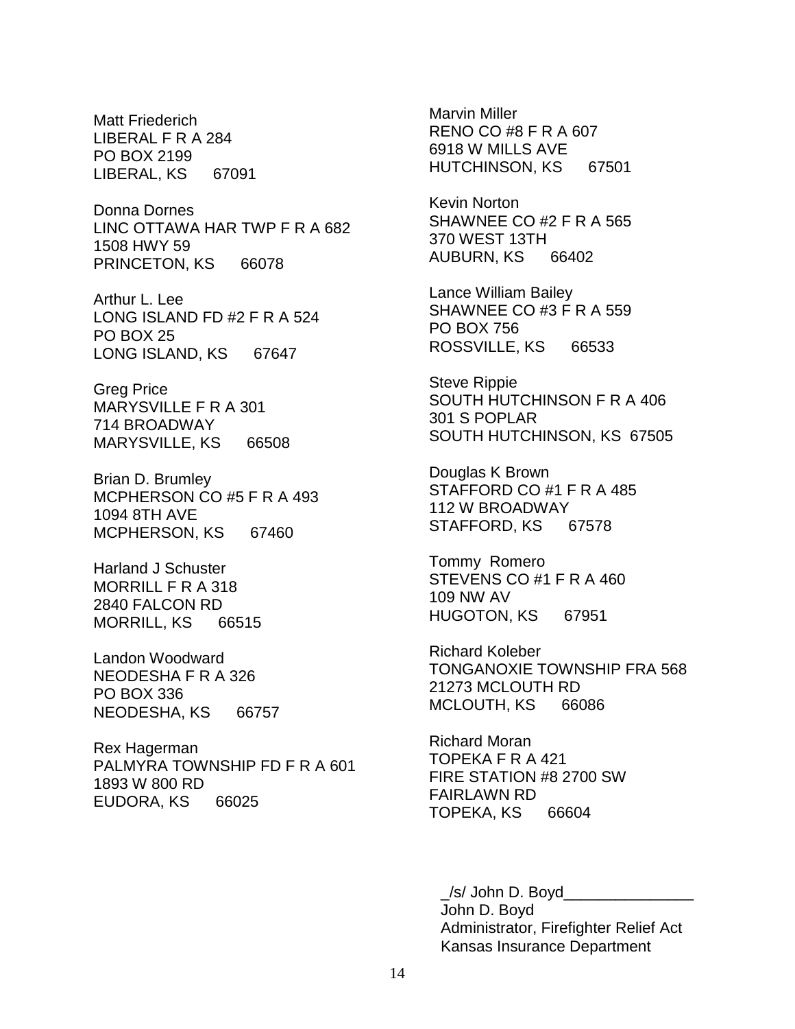Matt Friederich
LIBERAL F R A 284
PO BOX 2199
LIBERAL, KS 67091

Donna Dornes
LINC OTTAWA HAR TWP F R A 682
1508 HWY 59
PRINCETON, KS 66078

Arthur L. Lee
LONG ISLAND FD #2 F R A 524
PO BOX 25
LONG ISLAND, KS 67647

Greg Price
MARYSVILLE F R A 301
714 BROADWAY
MARYSVILLE, KS 66508

Brian D. Brumley
MCPHERSON CO #5 F R A 493
1094 8TH AVE
MCPHERSON, KS 67460

Harland J Schuster
MORRILL F R A 318
2840 FALCON RD
MORRILL, KS 66515

Landon Woodward
NEODESHA F R A 326
PO BOX 336
NEODESHA, KS 66757

Rex Hagerman
PALMYRA TOWNSHIP FD F R A 601
1893 W 800 RD
EUDORA, KS 66025

Marvin Miller
RENO CO #8 F R A 607
6918 W MILLS AVE
HUTCHINSON, KS 67501

Kevin Norton
SHAWNEE CO #2 F R A 565
370 WEST 13TH
AUBURN, KS 66402

Lance William Bailey
SHAWNEE CO #3 F R A 559
PO BOX 756
ROSSVILLE, KS 66533

Steve Rippie
SOUTH HUTCHINSON F R A 406
301 S POPLAR
SOUTH HUTCHINSON, KS 67505

Douglas K Brown
STAFFORD CO #1 F R A 485
112 W BROADWAY
STAFFORD, KS 67578

Tommy Romero
STEVENS CO #1 F R A 460
109 NW AV
HUGOTON, KS 67951

Richard Koleber
TONGANOXIE TOWNSHIP FRA 568
21273 MCLOUTH RD
MCLOUTH, KS 66086

Richard Moran
TOPEKA F R A 421
FIRE STATION #8 2700 SW
FAIRLAWN RD
TOPEKA, KS 66604

_/s/ John D. Boyd_______________
John D. Boyd
Administrator, Firefighter Relief Act
Kansas Insurance Department